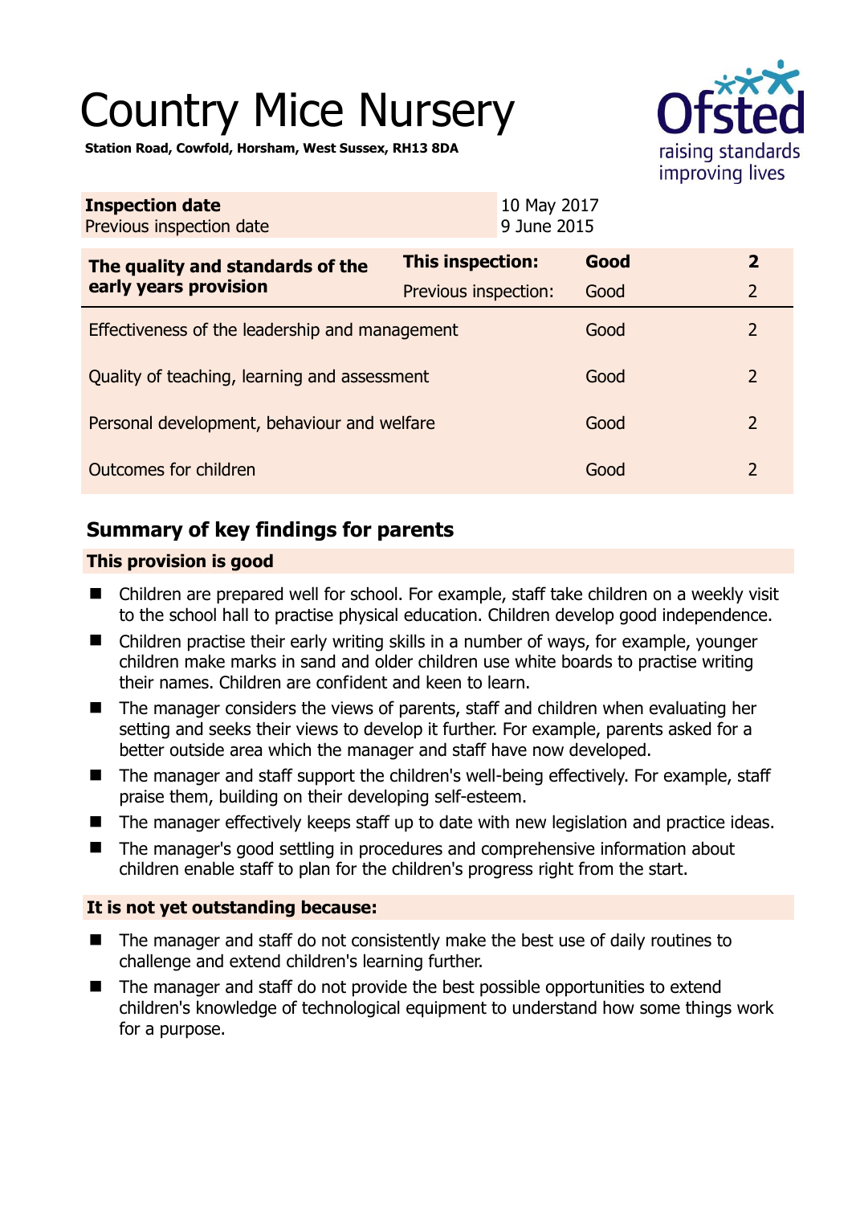# Country Mice Nursery

**Station Road, Cowfold, Horsham, West Sussex, RH13 8DA**

| **Inspection date** | 10 May 2017 |
|---|---|
| Previous inspection date | 9 June 2015 |

| **The quality and standards of the early years provision** | **This inspection:** | **Good** | **2** |
|---|---|---|---|
| | Previous inspection: | Good | 2 |
| Effectiveness of the leadership and management | | Good | 2 |
| Quality of teaching, learning and assessment | | Good | 2 |
| Personal development, behaviour and welfare | | Good | 2 |
| Outcomes for children | | Good | 2 |

## Summary of key findings for parents

### This provision is good

- Children are prepared well for school. For example, staff take children on a weekly visit to the school hall to practise physical education. Children develop good independence.
- Children practise their early writing skills in a number of ways, for example, younger children make marks in sand and older children use white boards to practise writing their names. Children are confident and keen to learn.
- The manager considers the views of parents, staff and children when evaluating her setting and seeks their views to develop it further. For example, parents asked for a better outside area which the manager and staff have now developed.
- The manager and staff support the children's well-being effectively. For example, staff praise them, building on their developing self-esteem.
- The manager effectively keeps staff up to date with new legislation and practice ideas.
- The manager's good settling in procedures and comprehensive information about children enable staff to plan for the children's progress right from the start.

### It is not yet outstanding because:

- The manager and staff do not consistently make the best use of daily routines to challenge and extend children's learning further.
- The manager and staff do not provide the best possible opportunities to extend children's knowledge of technological equipment to understand how some things work for a purpose.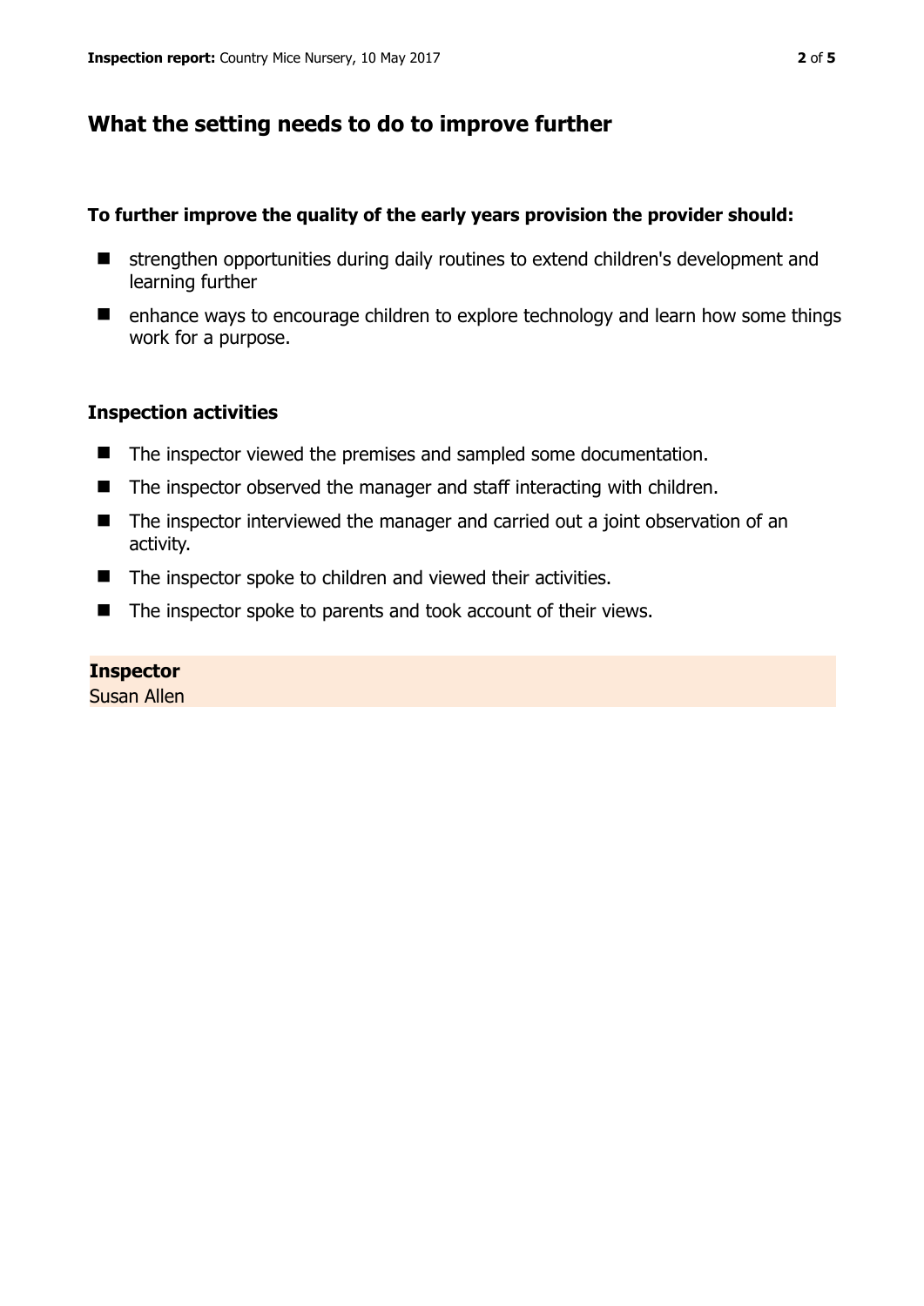## What the setting needs to do to improve further

**To further improve the quality of the early years provision the provider should:**

- strengthen opportunities during daily routines to extend children's development and learning further
- enhance ways to encourage children to explore technology and learn how some things work for a purpose.

### Inspection activities

- The inspector viewed the premises and sampled some documentation.
- The inspector observed the manager and staff interacting with children.
- The inspector interviewed the manager and carried out a joint observation of an activity.
- The inspector spoke to children and viewed their activities.
- The inspector spoke to parents and took account of their views.

**Inspector**
Susan Allen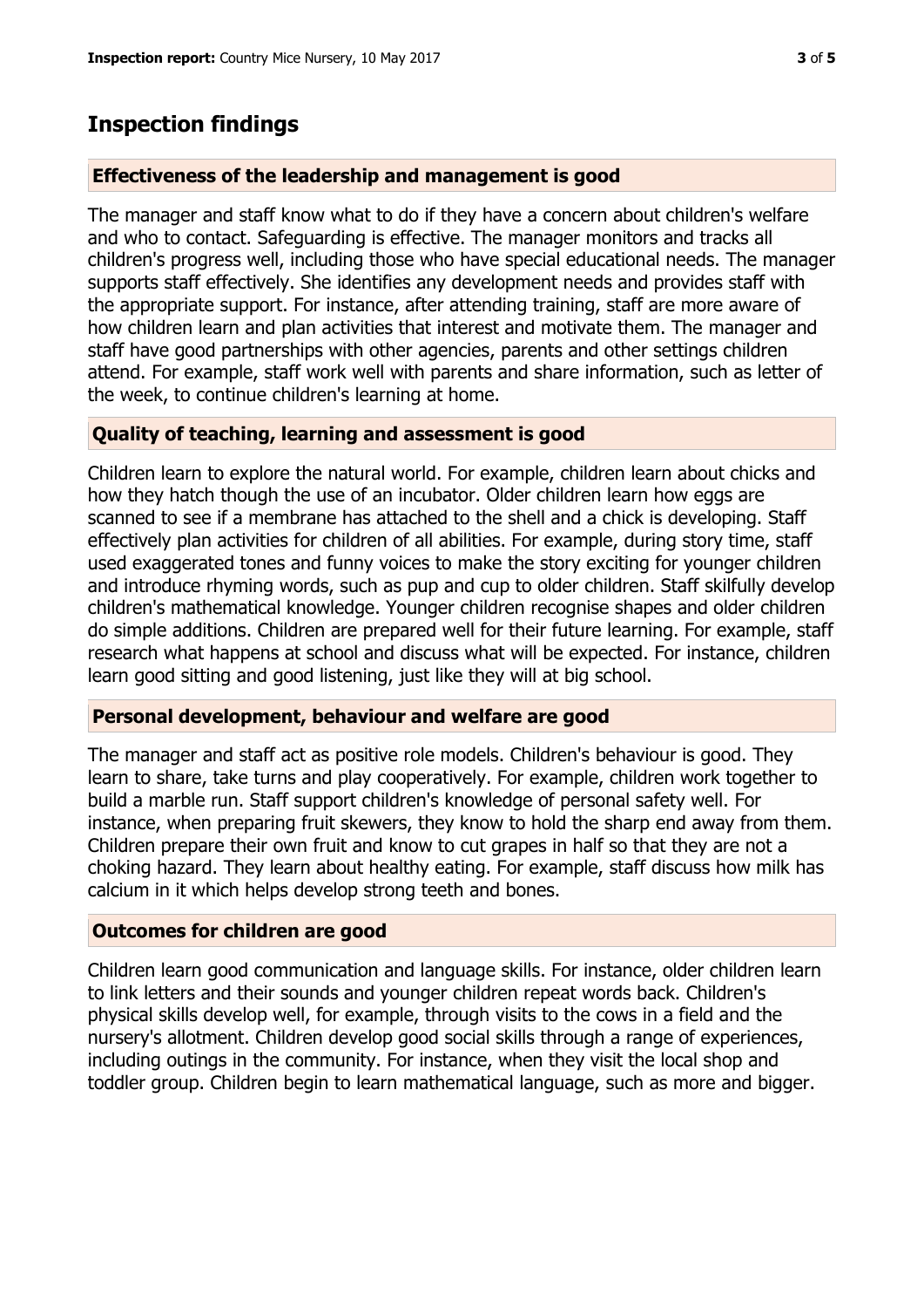## Inspection findings

### Effectiveness of the leadership and management is good

The manager and staff know what to do if they have a concern about children's welfare and who to contact. Safeguarding is effective. The manager monitors and tracks all children's progress well, including those who have special educational needs. The manager supports staff effectively. She identifies any development needs and provides staff with the appropriate support. For instance, after attending training, staff are more aware of how children learn and plan activities that interest and motivate them. The manager and staff have good partnerships with other agencies, parents and other settings children attend. For example, staff work well with parents and share information, such as letter of the week, to continue children's learning at home.

### Quality of teaching, learning and assessment is good

Children learn to explore the natural world. For example, children learn about chicks and how they hatch though the use of an incubator. Older children learn how eggs are scanned to see if a membrane has attached to the shell and a chick is developing. Staff effectively plan activities for children of all abilities. For example, during story time, staff used exaggerated tones and funny voices to make the story exciting for younger children and introduce rhyming words, such as pup and cup to older children. Staff skilfully develop children's mathematical knowledge. Younger children recognise shapes and older children do simple additions. Children are prepared well for their future learning. For example, staff research what happens at school and discuss what will be expected. For instance, children learn good sitting and good listening, just like they will at big school.

### Personal development, behaviour and welfare are good

The manager and staff act as positive role models. Children's behaviour is good. They learn to share, take turns and play cooperatively. For example, children work together to build a marble run. Staff support children's knowledge of personal safety well. For instance, when preparing fruit skewers, they know to hold the sharp end away from them. Children prepare their own fruit and know to cut grapes in half so that they are not a choking hazard. They learn about healthy eating. For example, staff discuss how milk has calcium in it which helps develop strong teeth and bones.

### Outcomes for children are good

Children learn good communication and language skills. For instance, older children learn to link letters and their sounds and younger children repeat words back. Children's physical skills develop well, for example, through visits to the cows in a field and the nursery's allotment. Children develop good social skills through a range of experiences, including outings in the community. For instance, when they visit the local shop and toddler group. Children begin to learn mathematical language, such as more and bigger.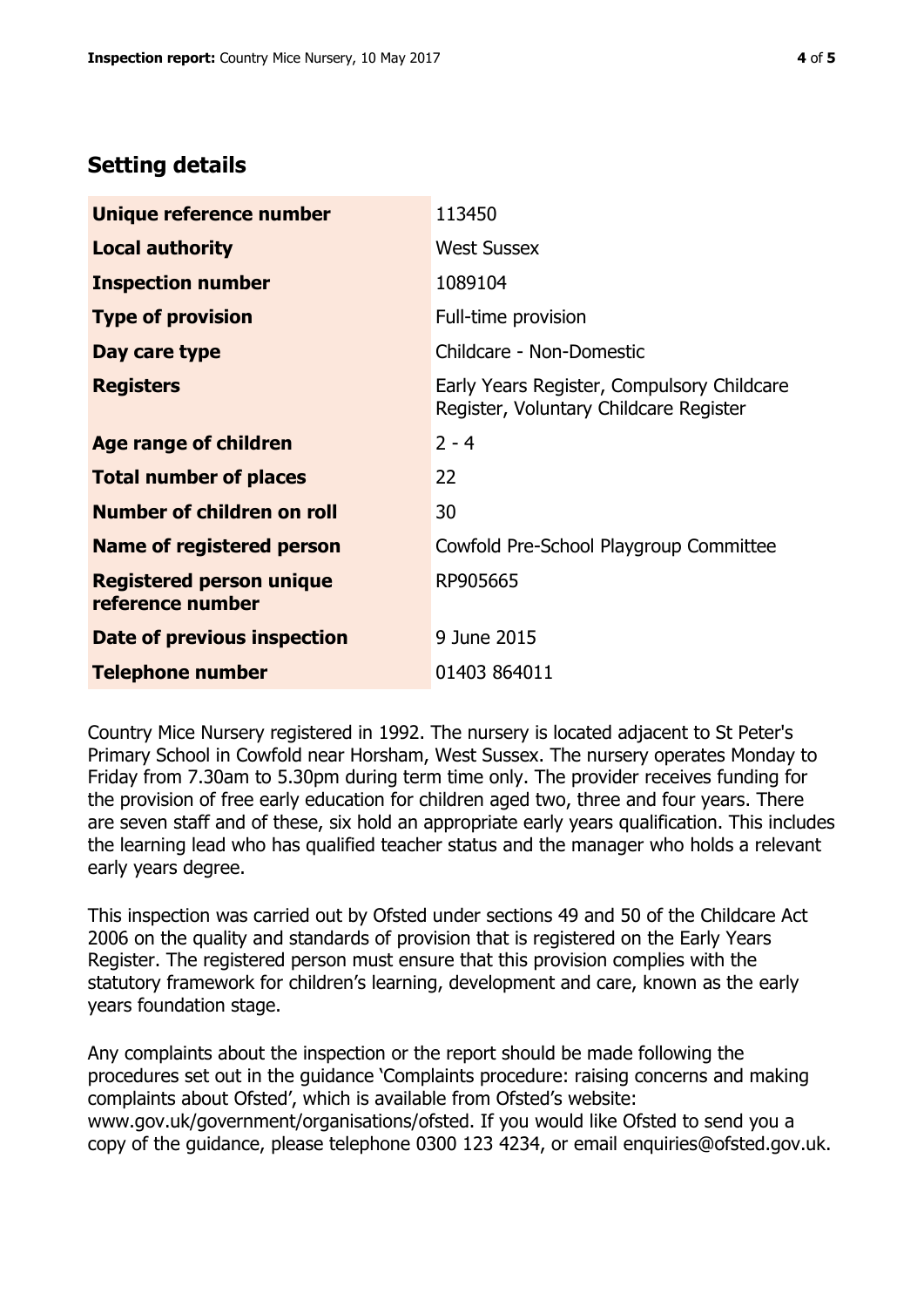## Setting details

| | |
|---|---|
| **Unique reference number** | 113450 |
| **Local authority** | West Sussex |
| **Inspection number** | 1089104 |
| **Type of provision** | Full-time provision |
| **Day care type** | Childcare - Non-Domestic |
| **Registers** | Early Years Register, Compulsory Childcare Register, Voluntary Childcare Register |
| **Age range of children** | 2 - 4 |
| **Total number of places** | 22 |
| **Number of children on roll** | 30 |
| **Name of registered person** | Cowfold Pre-School Playgroup Committee |
| **Registered person unique reference number** | RP905665 |
| **Date of previous inspection** | 9 June 2015 |
| **Telephone number** | 01403 864011 |

Country Mice Nursery registered in 1992. The nursery is located adjacent to St Peter's Primary School in Cowfold near Horsham, West Sussex. The nursery operates Monday to Friday from 7.30am to 5.30pm during term time only. The provider receives funding for the provision of free early education for children aged two, three and four years. There are seven staff and of these, six hold an appropriate early years qualification. This includes the learning lead who has qualified teacher status and the manager who holds a relevant early years degree.

This inspection was carried out by Ofsted under sections 49 and 50 of the Childcare Act 2006 on the quality and standards of provision that is registered on the Early Years Register. The registered person must ensure that this provision complies with the statutory framework for children's learning, development and care, known as the early years foundation stage.

Any complaints about the inspection or the report should be made following the procedures set out in the guidance 'Complaints procedure: raising concerns and making complaints about Ofsted', which is available from Ofsted's website: www.gov.uk/government/organisations/ofsted. If you would like Ofsted to send you a copy of the guidance, please telephone 0300 123 4234, or email enquiries@ofsted.gov.uk.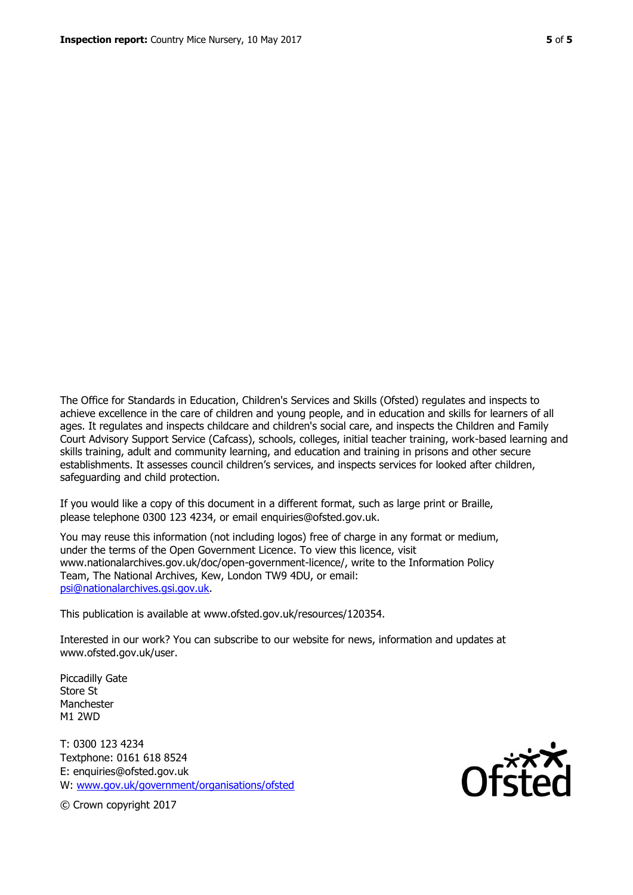The Office for Standards in Education, Children's Services and Skills (Ofsted) regulates and inspects to achieve excellence in the care of children and young people, and in education and skills for learners of all ages. It regulates and inspects childcare and children's social care, and inspects the Children and Family Court Advisory Support Service (Cafcass), schools, colleges, initial teacher training, work-based learning and skills training, adult and community learning, and education and training in prisons and other secure establishments. It assesses council children's services, and inspects services for looked after children, safeguarding and child protection.

If you would like a copy of this document in a different format, such as large print or Braille, please telephone 0300 123 4234, or email enquiries@ofsted.gov.uk.

You may reuse this information (not including logos) free of charge in any format or medium, under the terms of the Open Government Licence. To view this licence, visit www.nationalarchives.gov.uk/doc/open-government-licence/, write to the Information Policy Team, The National Archives, Kew, London TW9 4DU, or email: psi@nationalarchives.gsi.gov.uk.

This publication is available at www.ofsted.gov.uk/resources/120354.

Interested in our work? You can subscribe to our website for news, information and updates at www.ofsted.gov.uk/user.

Piccadilly Gate
Store St
Manchester
M1 2WD

T: 0300 123 4234
Textphone: 0161 618 8524
E: enquiries@ofsted.gov.uk
W: www.gov.uk/government/organisations/ofsted

© Crown copyright 2017